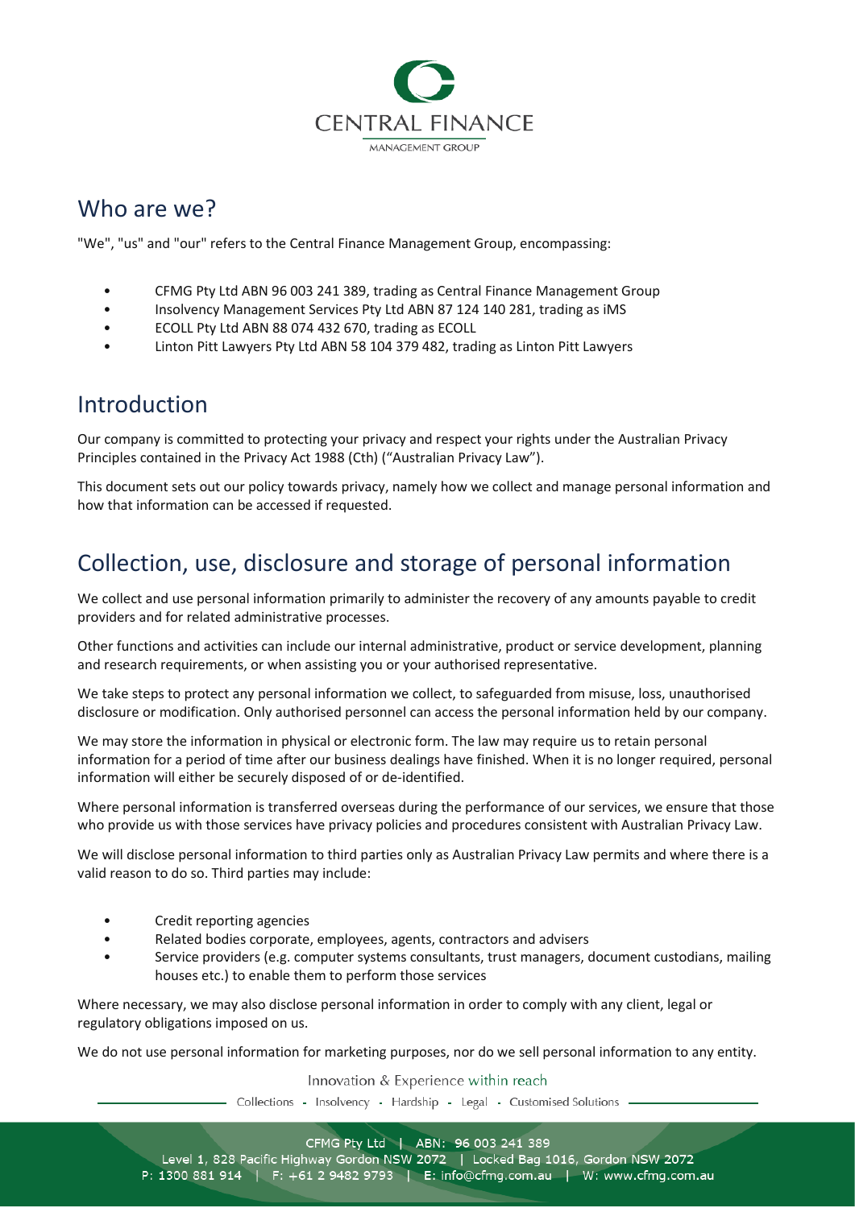## Who are we?

"We", "us" and "our" refers to the Central Finance Management Group, encompassing:

- CFMG Pty Ltd ABN 96 003 241 389, trading as Central Finance Management Group
- Insolvency Management Services Pty Ltd ABN 87 124 140 281, trading as iMS
- ECOLL Pty Ltd ABN 88 074 432 670, trading as ECOLL
- Linton Pitt Lawyers Pty Ltd ABN 58 104 379 482, trading as Linton Pitt Lawyers

## Introduction

Our company is committed to protecting your privacy and respect your rights under the Australian Privacy Principles contained in the Privacy Act 1988 (Cth) ("Australian Privacy Law").

This document sets out our policy towards privacy, namely how we collect and manage personal information and how that information can be accessed if requested.

## Collection, use, disclosure and storage of personal information

We collect and use personal information primarily to administer the recovery of any amounts payable to credit providers and for related administrative processes.

Other functions and activities can include our internal administrative, product or service development, planning and research requirements, or when assisting you or your authorised representative.

We take steps to protect any personal information we collect, to safeguarded from misuse, loss, unauthorised disclosure or modification. Only authorised personnel can access the personal information held by our company.

We may store the information in physical or electronic form. The law may require us to retain personal information for a period of time after our business dealings have finished. When it is no longer required, personal information will either be securely disposed of or de-identified.

Where personal information is transferred overseas during the performance of our services, we ensure that those who provide us with those services have privacy policies and procedures consistent with Australian Privacy Law.

We will disclose personal information to third parties only as Australian Privacy Law permits and where there is a valid reason to do so. Third parties may include:

- Credit reporting agencies
- Related bodies corporate, employees, agents, contractors and advisers
- Service providers (e.g. computer systems consultants, trust managers, document custodians, mailing houses etc.) to enable them to perform those services

Where necessary, we may also disclose personal information in order to comply with any client, legal or regulatory obligations imposed on us.

We do not use personal information for marketing purposes, nor do we sell personal information to any entity.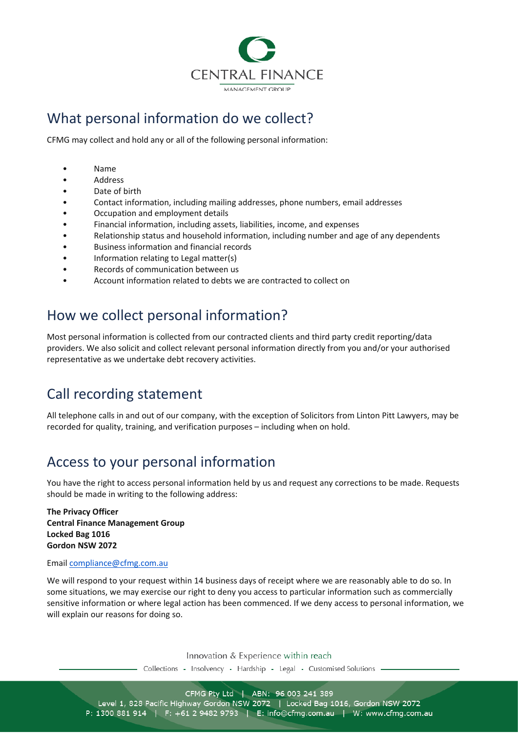## What personal information do we collect?

CFMG may collect and hold any or all of the following personal information:

- Name
- Address
- Date of birth
- Contact information, including mailing addresses, phone numbers, email addresses
- Occupation and employment details
- Financial information, including assets, liabilities, income, and expenses
- Relationship status and household information, including number and age of any dependents
- Business information and financial records
- Information relating to Legal matter(s)
- Records of communication between us
- Account information related to debts we are contracted to collect on

## How we collect personal information?

Most personal information is collected from our contracted clients and third party credit reporting/data providers. We also solicit and collect relevant personal information directly from you and/or your authorised representative as we undertake debt recovery activities.

## Call recording statement

All telephone calls in and out of our company, with the exception of Solicitors from Linton Pitt Lawyers, may be recorded for quality, training, and verification purposes – including when on hold.

## Access to your personal information

You have the right to access personal information held by us and request any corrections to be made. Requests should be made in writing to the following address:

**The Privacy Officer**
**Central Finance Management Group**
**Locked Bag 1016**
**Gordon NSW 2072**

Email compliance@cfmg.com.au

We will respond to your request within 14 business days of receipt where we are reasonably able to do so. In some situations, we may exercise our right to deny you access to particular information such as commercially sensitive information or where legal action has been commenced. If we deny access to personal information, we will explain our reasons for doing so.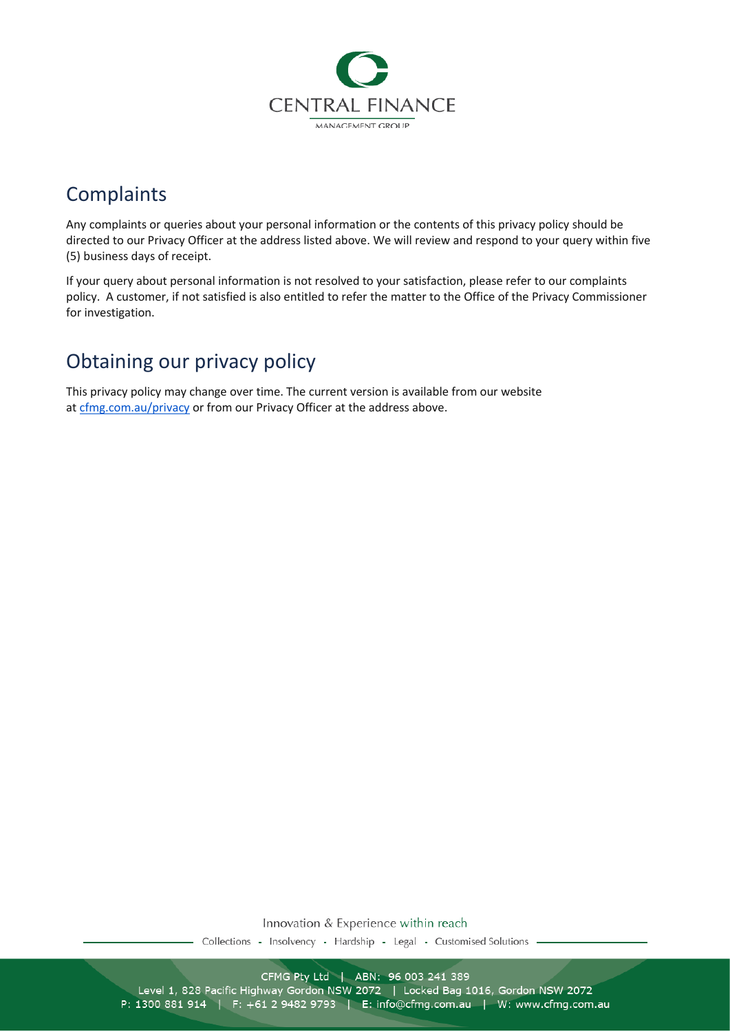## Complaints

Any complaints or queries about your personal information or the contents of this privacy policy should be directed to our Privacy Officer at the address listed above. We will review and respond to your query within five (5) business days of receipt.

If your query about personal information is not resolved to your satisfaction, please refer to our complaints policy. A customer, if not satisfied is also entitled to refer the matter to the Office of the Privacy Commissioner for investigation.

## Obtaining our privacy policy

This privacy policy may change over time. The current version is available from our website at [cfmg.com.au/privacy](cfmg.com.au/privacy) or from our Privacy Officer at the address above.